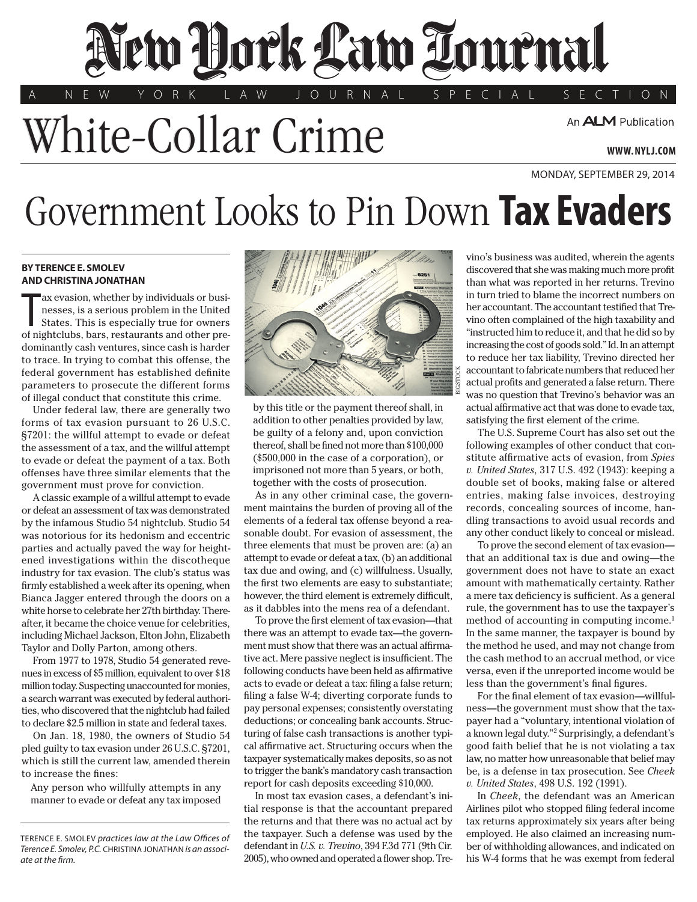# New York Law Journal

A NEW YORK LAW JOURNAL SPECIAL SECTION

# White-Collar Crime

An ALM Publication

WWW.NYLJ.COM

MONDAY, SEPTEMBER 29, 2014

# Government Looks to Pin Down **Tax Evaders**

**BY TERENCE E. SMOLEV AND CHRISTINA JONATHAN**

Tax evasion, whether by individuals or businesses, is a serious problem in the United States. This is especially true for owners of nightclubs, bars, restaurants and other predominantly cash ventures, since cash is harder to trace. In trying to combat this offense, the federal government has established definite parameters to prosecute the different forms of illegal conduct that constitute this crime.

Under federal law, there are generally two forms of tax evasion pursuant to 26 U.S.C. §7201: the willful attempt to evade or defeat the assessment of a tax, and the willful attempt to evade or defeat the payment of a tax. Both offenses have three similar elements that the government must prove for conviction.

A classic example of a willful attempt to evade or defeat an assessment of tax was demonstrated by the infamous Studio 54 nightclub. Studio 54 was notorious for its hedonism and eccentric parties and actually paved the way for heightened investigations within the discotheque industry for tax evasion. The club's status was firmly established a week after its opening, when Bianca Jagger entered through the doors on a white horse to celebrate her 27th birthday. Thereafter, it became the choice venue for celebrities, including Michael Jackson, Elton John, Elizabeth Taylor and Dolly Parton, among others.

From 1977 to 1978, Studio 54 generated revenues in excess of $5 million, equivalent to over $18 million today. Suspecting unaccounted for monies, a search warrant was executed by federal authorities, who discovered that the nightclub had failed to declare $2.5 million in state and federal taxes.

On Jan. 18, 1980, the owners of Studio 54 pled guilty to tax evasion under 26 U.S.C. §7201, which is still the current law, amended therein to increase the fines:

> Any person who willfully attempts in any manner to evade or defeat any tax imposed by this title or the payment thereof shall, in addition to other penalties provided by law, be guilty of a felony and, upon conviction thereof, shall be fined not more than $100,000 ($500,000 in the case of a corporation), or imprisoned not more than 5 years, or both, together with the costs of prosecution.

As in any other criminal case, the government maintains the burden of proving all of the elements of a federal tax offense beyond a reasonable doubt. For evasion of assessment, the three elements that must be proven are: (a) an attempt to evade or defeat a tax, (b) an additional tax due and owing, and (c) willfulness. Usually, the first two elements are easy to substantiate; however, the third element is extremely difficult, as it dabbles into the mens rea of a defendant.

To prove the first element of tax evasion—that there was an attempt to evade tax—the government must show that there was an actual affirmative act. Mere passive neglect is insufficient. The following conducts have been held as affirmative acts to evade or defeat a tax: filing a false return; filing a false W-4; diverting corporate funds to pay personal expenses; consistently overstating deductions; or concealing bank accounts. Structuring of false cash transactions is another typical affirmative act. Structuring occurs when the taxpayer systematically makes deposits, so as not to trigger the bank's mandatory cash transaction report for cash deposits exceeding $10,000.

In most tax evasion cases, a defendant's initial response is that the accountant prepared the returns and that there was no actual act by the taxpayer. Such a defense was used by the defendant in *U.S. v. Trevino*, 394 F.3d 771 (9th Cir. 2005), who owned and operated a flower shop. Trevino's business was audited, wherein the agents discovered that she was making much more profit than what was reported in her returns. Trevino in turn tried to blame the incorrect numbers on her accountant. The accountant testified that Trevino often complained of the high taxability and "instructed him to reduce it, and that he did so by increasing the cost of goods sold." Id. In an attempt to reduce her tax liability, Trevino directed her accountant to fabricate numbers that reduced her actual profits and generated a false return. There was no question that Trevino's behavior was an actual affirmative act that was done to evade tax, satisfying the first element of the crime.

The U.S. Supreme Court has also set out the following examples of other conduct that constitute affirmative acts of evasion, from *Spies v. United States*, 317 U.S. 492 (1943): keeping a double set of books, making false or altered entries, making false invoices, destroying records, concealing sources of income, handling transactions to avoid usual records and any other conduct likely to conceal or mislead.

To prove the second element of tax evasion—that an additional tax is due and owing—the government does not have to state an exact amount with mathematically certainty. Rather a mere tax deficiency is sufficient. As a general rule, the government has to use the taxpayer's method of accounting in computing income.[1] In the same manner, the taxpayer is bound by the method he used, and may not change from the cash method to an accrual method, or vice versa, even if the unreported income would be less than the government's final figures.

For the final element of tax evasion—willfulness—the government must show that the taxpayer had a "voluntary, intentional violation of a known legal duty."[2] Surprisingly, a defendant's good faith belief that he is not violating a tax law, no matter how unreasonable that belief may be, is a defense in tax prosecution. See *Cheek v. United States*, 498 U.S. 192 (1991).

In *Cheek*, the defendant was an American Airlines pilot who stopped filing federal income tax returns approximately six years after being employed. He also claimed an increasing number of withholding allowances, and indicated on his W-4 forms that he was exempt from federal

---

TERENCE E. SMOLEV *practices law at the Law Offices of Terence E. Smolev, P.C.* CHRISTINA JONATHAN *is an associate at the firm.*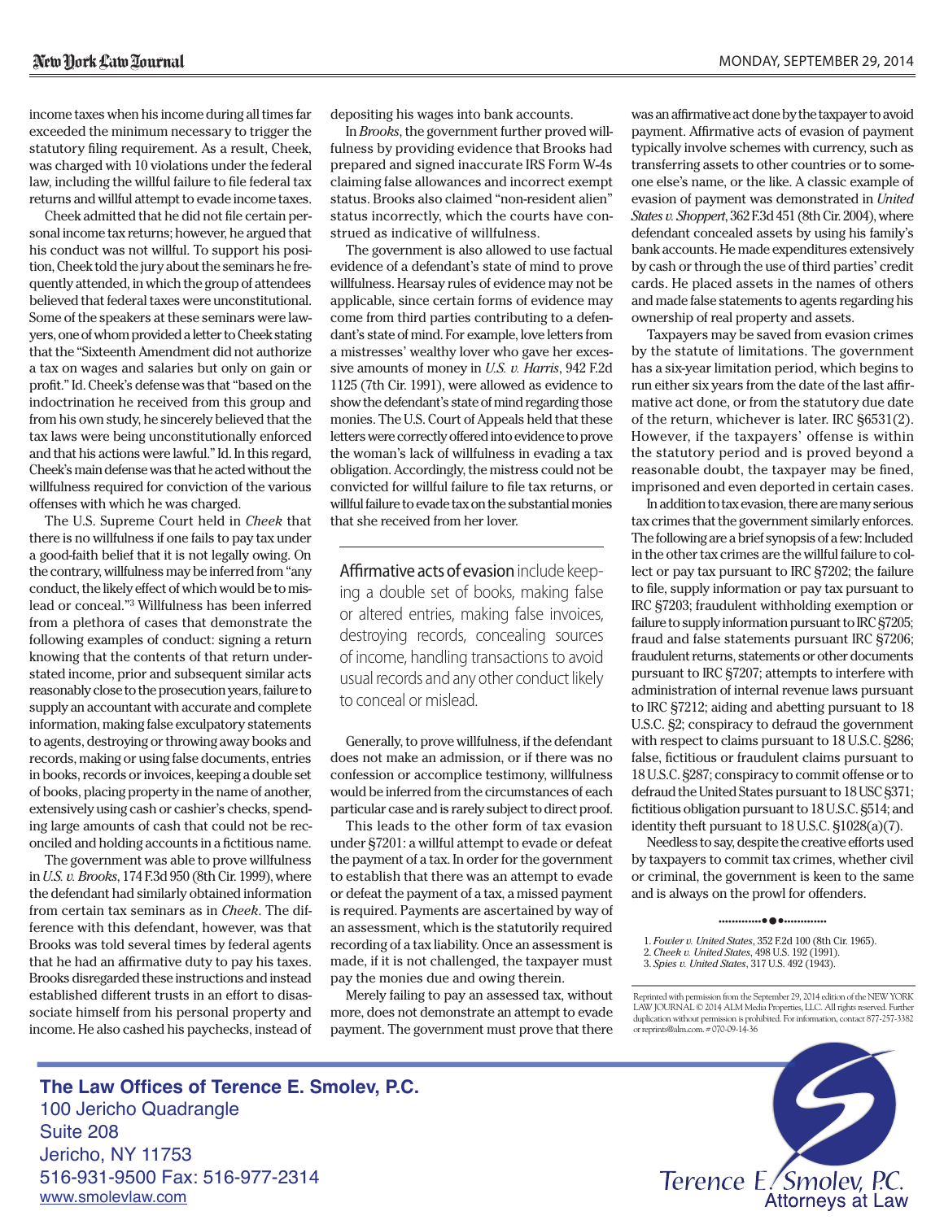income taxes when his income during all times far exceeded the minimum necessary to trigger the statutory filing requirement. As a result, Cheek, was charged with 10 violations under the federal law, including the willful failure to file federal tax returns and willful attempt to evade income taxes.

Cheek admitted that he did not file certain personal income tax returns; however, he argued that his conduct was not willful. To support his position, Cheek told the jury about the seminars he frequently attended, in which the group of attendees believed that federal taxes were unconstitutional. Some of the speakers at these seminars were lawyers, one of whom provided a letter to Cheek stating that the "Sixteenth Amendment did not authorize a tax on wages and salaries but only on gain or profit." Id. Cheek's defense was that "based on the indoctrination he received from this group and from his own study, he sincerely believed that the tax laws were being unconstitutionally enforced and that his actions were lawful." Id. In this regard, Cheek's main defense was that he acted without the willfulness required for conviction of the various offenses with which he was charged.

The U.S. Supreme Court held in *Cheek* that there is no willfulness if one fails to pay tax under a good-faith belief that it is not legally owing. On the contrary, willfulness may be inferred from "any conduct, the likely effect of which would be to mislead or conceal."[3] Willfulness has been inferred from a plethora of cases that demonstrate the following examples of conduct: signing a return knowing that the contents of that return understated income, prior and subsequent similar acts reasonably close to the prosecution years, failure to supply an accountant with accurate and complete information, making false exculpatory statements to agents, destroying or throwing away books and records, making or using false documents, entries in books, records or invoices, keeping a double set of books, placing property in the name of another, extensively using cash or cashier's checks, spending large amounts of cash that could not be reconciled and holding accounts in a fictitious name.

The government was able to prove willfulness in *U.S. v. Brooks*, 174 F.3d 950 (8th Cir. 1999), where the defendant had similarly obtained information from certain tax seminars as in *Cheek*. The difference with this defendant, however, was that Brooks was told several times by federal agents that he had an affirmative duty to pay his taxes. Brooks disregarded these instructions and instead established different trusts in an effort to disassociate himself from his personal property and income. He also cashed his paychecks, instead of depositing his wages into bank accounts.

In *Brooks*, the government further proved willfulness by providing evidence that Brooks had prepared and signed inaccurate IRS Form W-4s claiming false allowances and incorrect exempt status. Brooks also claimed "non-resident alien" status incorrectly, which the courts have construed as indicative of willfulness.

The government is also allowed to use factual evidence of a defendant's state of mind to prove willfulness. Hearsay rules of evidence may not be applicable, since certain forms of evidence may come from third parties contributing to a defendant's state of mind. For example, love letters from a mistresses' wealthy lover who gave her excessive amounts of money in *U.S. v. Harris*, 942 F.2d 1125 (7th Cir. 1991), were allowed as evidence to show the defendant's state of mind regarding those monies. The U.S. Court of Appeals held that these letters were correctly offered into evidence to prove the woman's lack of willfulness in evading a tax obligation. Accordingly, the mistress could not be convicted for willful failure to file tax returns, or willful failure to evade tax on the substantial monies that she received from her lover.

> Affirmative acts of evasion include keeping a double set of books, making false or altered entries, making false invoices, destroying records, concealing sources of income, handling transactions to avoid usual records and any other conduct likely to conceal or mislead.

Generally, to prove willfulness, if the defendant does not make an admission, or if there was no confession or accomplice testimony, willfulness would be inferred from the circumstances of each particular case and is rarely subject to direct proof.

This leads to the other form of tax evasion under §7201: a willful attempt to evade or defeat the payment of a tax. In order for the government to establish that there was an attempt to evade or defeat the payment of a tax, a missed payment is required. Payments are ascertained by way of an assessment, which is the statutorily required recording of a tax liability. Once an assessment is made, if it is not challenged, the taxpayer must pay the monies due and owing therein.

Merely failing to pay an assessed tax, without more, does not demonstrate an attempt to evade payment. The government must prove that there was an affirmative act done by the taxpayer to avoid payment. Affirmative acts of evasion of payment typically involve schemes with currency, such as transferring assets to other countries or to someone else's name, or the like. A classic example of evasion of payment was demonstrated in *United States v. Shoppert*, 362 F.3d 451 (8th Cir. 2004), where defendant concealed assets by using his family's bank accounts. He made expenditures extensively by cash or through the use of third parties' credit cards. He placed assets in the names of others and made false statements to agents regarding his ownership of real property and assets.

Taxpayers may be saved from evasion crimes by the statute of limitations. The government has a six-year limitation period, which begins to run either six years from the date of the last affirmative act done, or from the statutory due date of the return, whichever is later. IRC §6531(2). However, if the taxpayers' offense is within the statutory period and is proved beyond a reasonable doubt, the taxpayer may be fined, imprisoned and even deported in certain cases.

In addition to tax evasion, there are many serious tax crimes that the government similarly enforces. The following are a brief synopsis of a few: Included in the other tax crimes are the willful failure to collect or pay tax pursuant to IRC §7202; the failure to file, supply information or pay tax pursuant to IRC §7203; fraudulent withholding exemption or failure to supply information pursuant to IRC §7205; fraud and false statements pursuant IRC §7206; fraudulent returns, statements or other documents pursuant to IRC §7207; attempts to interfere with administration of internal revenue laws pursuant to IRC §7212; aiding and abetting pursuant to 18 U.S.C. §2; conspiracy to defraud the government with respect to claims pursuant to 18 U.S.C. §286; false, fictitious or fraudulent claims pursuant to 18 U.S.C. §287; conspiracy to commit offense or to defraud the United States pursuant to 18 USC §371; fictitious obligation pursuant to 18 U.S.C. §514; and identity theft pursuant to 18 U.S.C. §1028(a)(7).

Needless to say, despite the creative efforts used by taxpayers to commit tax crimes, whether civil or criminal, the government is keen to the same and is always on the prowl for offenders.

1. *Fowler v. United States*, 352 F.2d 100 (8th Cir. 1965).
2. *Cheek v. United States*, 498 U.S. 192 (1991).
3. *Spies v. United States*, 317 U.S. 492 (1943).

Reprinted with permission from the September 29, 2014 edition of the NEW YORK LAW JOURNAL © 2014 ALM Media Properties, LLC. All rights reserved. Further duplication without permission is prohibited. For information, contact 877-257-3382 or reprints@alm.com. # 070-09-14-36

**The Law Offices of Terence E. Smolev, P.C.**
100 Jericho Quadrangle
Suite 208
Jericho, NY 11753
516-931-9500 Fax: 516-977-2314
www.smolevlaw.com

Terence E. Smolev, P.C.
Attorneys at Law